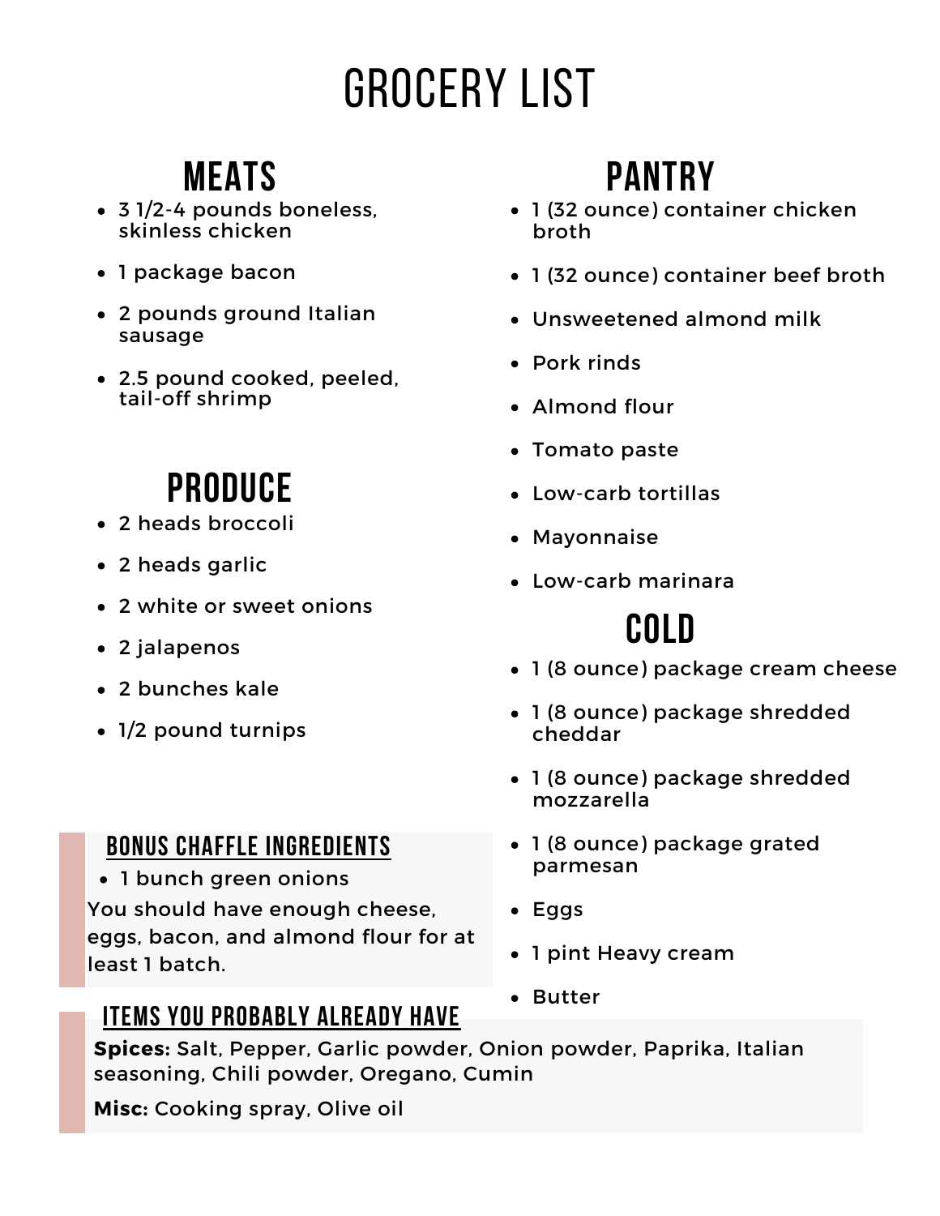# GROCERY LIST

## MEATS

- 3 1/2-4 pounds boneless, skinless chicken
- 1 package bacon
- 2 pounds ground Italian sausage
- 2.5 pound cooked, peeled, tail-off shrimp

## PRODUCE

- 2 heads broccoli
- 2 heads garlic
- 2 white or sweet onions
- 2 jalapenos
- 2 bunches kale
- 1/2 pound turnips

## PANTRY

- 1 (32 ounce) container chicken broth
- 1 (32 ounce) container beef broth
- Unsweetened almond milk
- Pork rinds
- Almond flour
- Tomato paste
- Low-carb tortillas
- Mayonnaise
- Low-carb marinara

## COLD

- 1 (8 ounce) package cream cheese
- 1 (8 ounce) package shredded cheddar
- 1 (8 ounce) package shredded mozzarella
- 1 (8 ounce) package grated parmesan
- Eggs
- 1 pint Heavy cream
- Butter

### BONUS CHAFFLE INGREDIENTS

- 1 bunch green onions

You should have enough cheese, eggs, bacon, and almond flour for at least 1 batch.

### ITEMS YOU PROBABLY ALREADY HAVE

**Spices:** Salt, Pepper, Garlic powder, Onion powder, Paprika, Italian seasoning, Chili powder, Oregano, Cumin

**Misc:** Cooking spray, Olive oil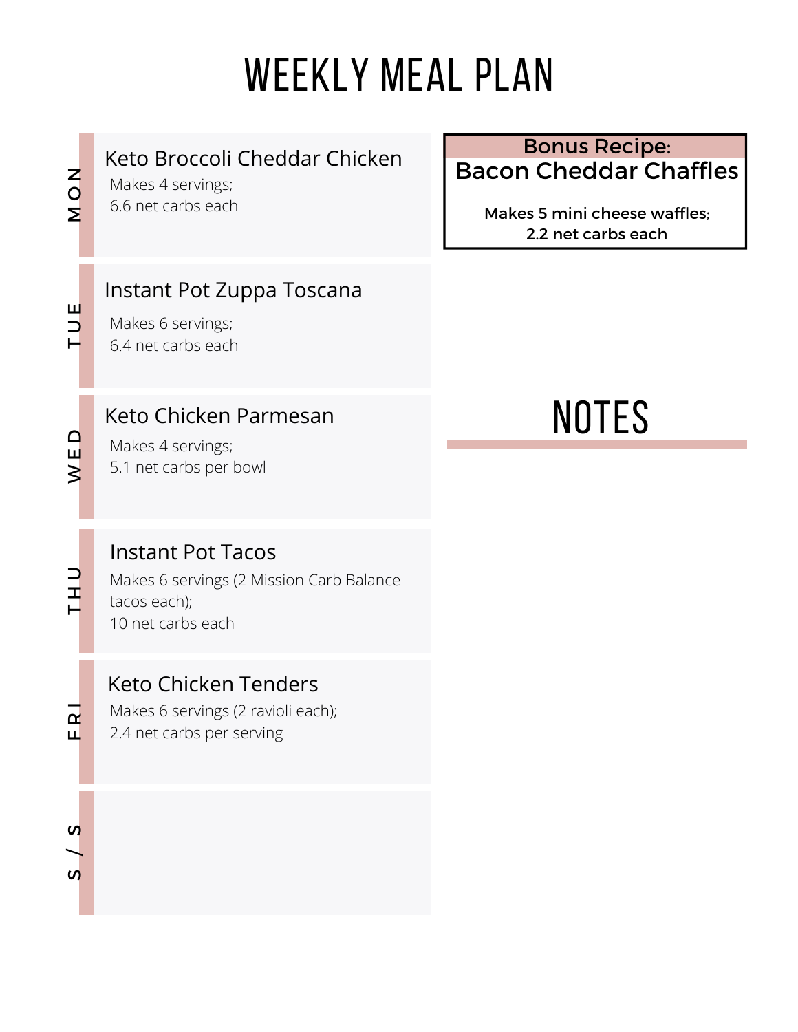# WEEKLY MEAL PLAN

## MON

**Keto Broccoli Cheddar Chicken**

Makes 4 servings;
6.6 net carbs each

## TUE

**Instant Pot Zuppa Toscana**

Makes 6 servings;
6.4 net carbs each

## WED

**Keto Chicken Parmesan**

Makes 4 servings;
5.1 net carbs per bowl

## THU

**Instant Pot Tacos**

Makes 6 servings (2 Mission Carb Balance tacos each);
10 net carbs each

## FRI

**Keto Chicken Tenders**

Makes 6 servings (2 ravioli each);
2.4 net carbs per serving

## S / S

---

**Bonus Recipe:**

**Bacon Cheddar Chaffles**

**Makes 5 mini cheese waffles;**
**2.2 net carbs each**

# NOTES